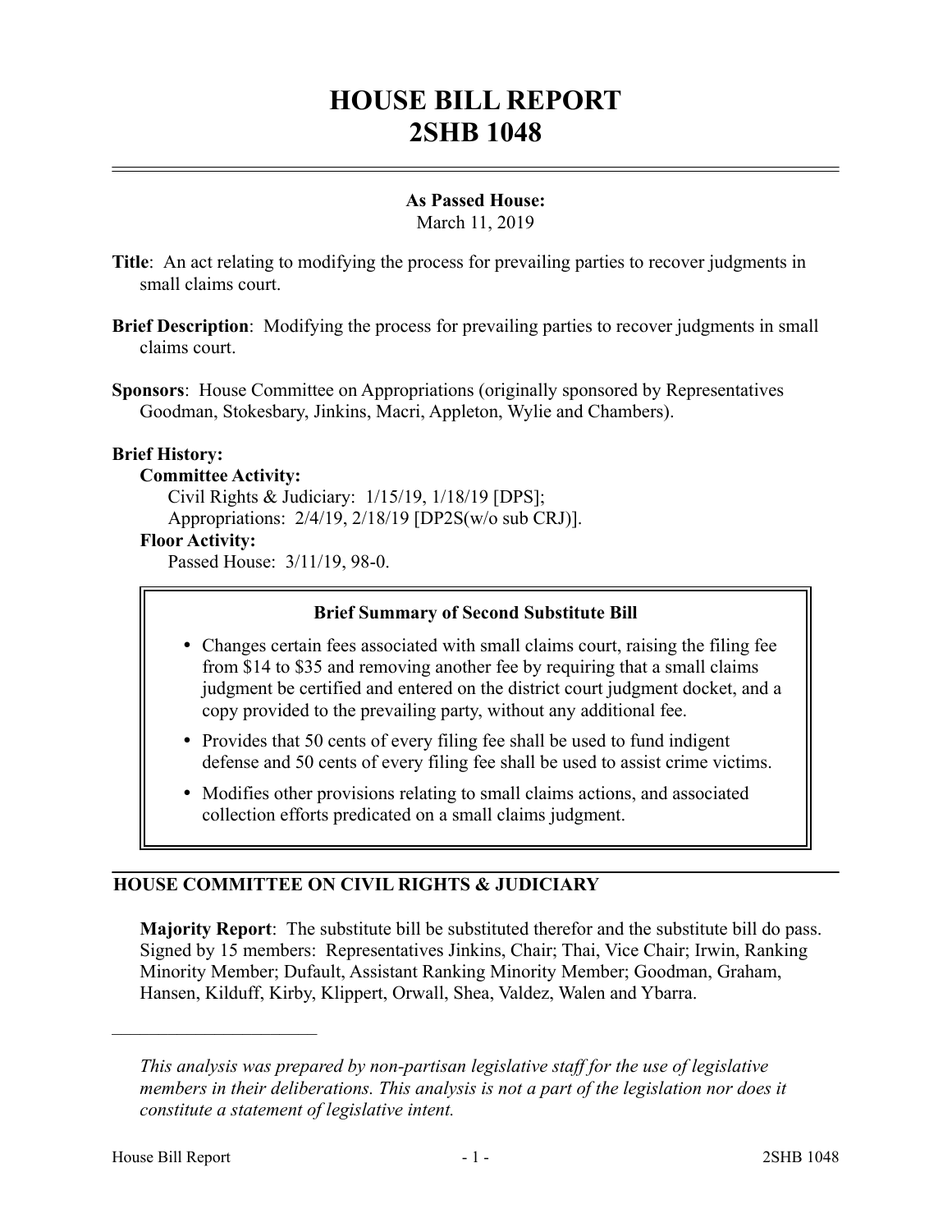# HOUSE BILL REPORT
# 2SHB 1048

**As Passed House:**
March 11, 2019

**Title**: An act relating to modifying the process for prevailing parties to recover judgments in small claims court.

**Brief Description**: Modifying the process for prevailing parties to recover judgments in small claims court.

**Sponsors**: House Committee on Appropriations (originally sponsored by Representatives Goodman, Stokesbary, Jinkins, Macri, Appleton, Wylie and Chambers).

**Brief History:**

**Committee Activity:**

Civil Rights & Judiciary: 1/15/19, 1/18/19 [DPS];
Appropriations: 2/4/19, 2/18/19 [DP2S(w/o sub CRJ)].

**Floor Activity:**

Passed House: 3/11/19, 98-0.

**Brief Summary of Second Substitute Bill**

- Changes certain fees associated with small claims court, raising the filing fee from $14 to $35 and removing another fee by requiring that a small claims judgment be certified and entered on the district court judgment docket, and a copy provided to the prevailing party, without any additional fee.
- Provides that 50 cents of every filing fee shall be used to fund indigent defense and 50 cents of every filing fee shall be used to assist crime victims.
- Modifies other provisions relating to small claims actions, and associated collection efforts predicated on a small claims judgment.

## HOUSE COMMITTEE ON CIVIL RIGHTS & JUDICIARY

**Majority Report**: The substitute bill be substituted therefor and the substitute bill do pass. Signed by 15 members: Representatives Jinkins, Chair; Thai, Vice Chair; Irwin, Ranking Minority Member; Dufault, Assistant Ranking Minority Member; Goodman, Graham, Hansen, Kilduff, Kirby, Klippert, Orwall, Shea, Valdez, Walen and Ybarra.

---

*This analysis was prepared by non-partisan legislative staff for the use of legislative members in their deliberations. This analysis is not a part of the legislation nor does it constitute a statement of legislative intent.*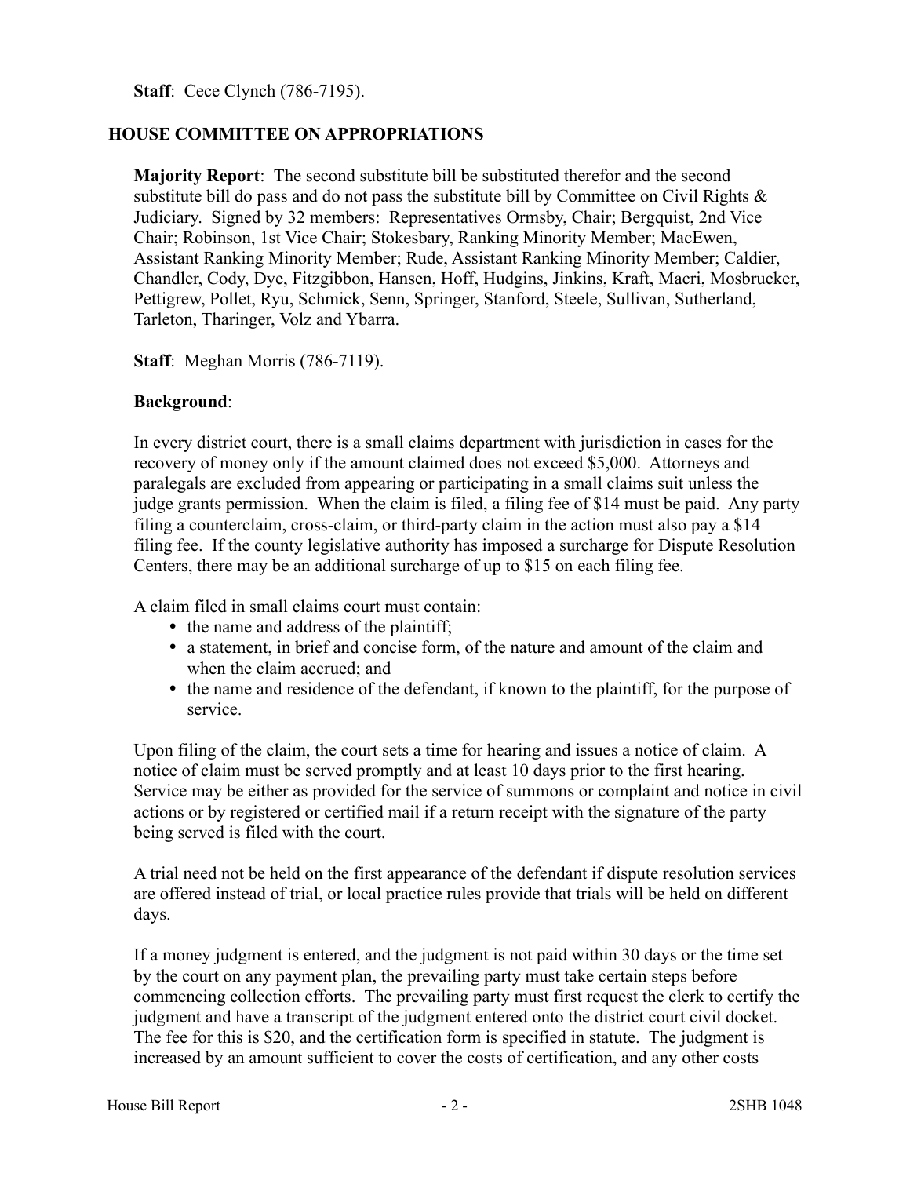**Staff**: Cece Clynch (786-7195).

---

## HOUSE COMMITTEE ON APPROPRIATIONS

**Majority Report**: The second substitute bill be substituted therefor and the second substitute bill do pass and do not pass the substitute bill by Committee on Civil Rights & Judiciary. Signed by 32 members: Representatives Ormsby, Chair; Bergquist, 2nd Vice Chair; Robinson, 1st Vice Chair; Stokesbary, Ranking Minority Member; MacEwen, Assistant Ranking Minority Member; Rude, Assistant Ranking Minority Member; Caldier, Chandler, Cody, Dye, Fitzgibbon, Hansen, Hoff, Hudgins, Jinkins, Kraft, Macri, Mosbrucker, Pettigrew, Pollet, Ryu, Schmick, Senn, Springer, Stanford, Steele, Sullivan, Sutherland, Tarleton, Tharinger, Volz and Ybarra.

**Staff**: Meghan Morris (786-7119).

**Background**:

In every district court, there is a small claims department with jurisdiction in cases for the recovery of money only if the amount claimed does not exceed $5,000. Attorneys and paralegals are excluded from appearing or participating in a small claims suit unless the judge grants permission. When the claim is filed, a filing fee of $14 must be paid. Any party filing a counterclaim, cross-claim, or third-party claim in the action must also pay a $14 filing fee. If the county legislative authority has imposed a surcharge for Dispute Resolution Centers, there may be an additional surcharge of up to $15 on each filing fee.

A claim filed in small claims court must contain:

- the name and address of the plaintiff;
- a statement, in brief and concise form, of the nature and amount of the claim and when the claim accrued; and
- the name and residence of the defendant, if known to the plaintiff, for the purpose of service.

Upon filing of the claim, the court sets a time for hearing and issues a notice of claim. A notice of claim must be served promptly and at least 10 days prior to the first hearing. Service may be either as provided for the service of summons or complaint and notice in civil actions or by registered or certified mail if a return receipt with the signature of the party being served is filed with the court.

A trial need not be held on the first appearance of the defendant if dispute resolution services are offered instead of trial, or local practice rules provide that trials will be held on different days.

If a money judgment is entered, and the judgment is not paid within 30 days or the time set by the court on any payment plan, the prevailing party must take certain steps before commencing collection efforts. The prevailing party must first request the clerk to certify the judgment and have a transcript of the judgment entered onto the district court civil docket. The fee for this is $20, and the certification form is specified in statute. The judgment is increased by an amount sufficient to cover the costs of certification, and any other costs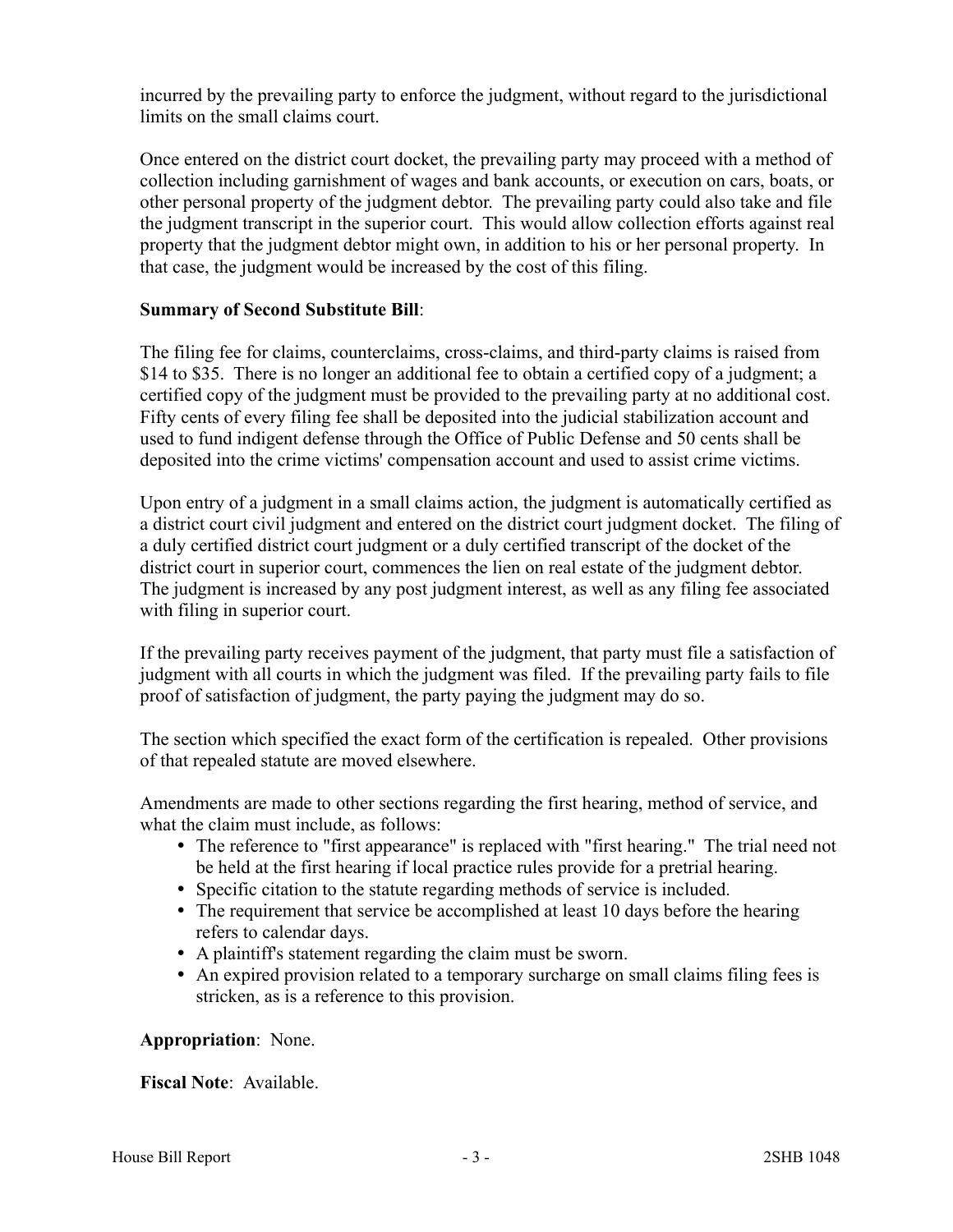incurred by the prevailing party to enforce the judgment, without regard to the jurisdictional limits on the small claims court.

Once entered on the district court docket, the prevailing party may proceed with a method of collection including garnishment of wages and bank accounts, or execution on cars, boats, or other personal property of the judgment debtor. The prevailing party could also take and file the judgment transcript in the superior court. This would allow collection efforts against real property that the judgment debtor might own, in addition to his or her personal property. In that case, the judgment would be increased by the cost of this filing.

**Summary of Second Substitute Bill**:

The filing fee for claims, counterclaims, cross-claims, and third-party claims is raised from $14 to $35. There is no longer an additional fee to obtain a certified copy of a judgment; a certified copy of the judgment must be provided to the prevailing party at no additional cost. Fifty cents of every filing fee shall be deposited into the judicial stabilization account and used to fund indigent defense through the Office of Public Defense and 50 cents shall be deposited into the crime victims' compensation account and used to assist crime victims.

Upon entry of a judgment in a small claims action, the judgment is automatically certified as a district court civil judgment and entered on the district court judgment docket. The filing of a duly certified district court judgment or a duly certified transcript of the docket of the district court in superior court, commences the lien on real estate of the judgment debtor. The judgment is increased by any post judgment interest, as well as any filing fee associated with filing in superior court.

If the prevailing party receives payment of the judgment, that party must file a satisfaction of judgment with all courts in which the judgment was filed. If the prevailing party fails to file proof of satisfaction of judgment, the party paying the judgment may do so.

The section which specified the exact form of the certification is repealed. Other provisions of that repealed statute are moved elsewhere.

Amendments are made to other sections regarding the first hearing, method of service, and what the claim must include, as follows:

- The reference to "first appearance" is replaced with "first hearing." The trial need not be held at the first hearing if local practice rules provide for a pretrial hearing.
- Specific citation to the statute regarding methods of service is included.
- The requirement that service be accomplished at least 10 days before the hearing refers to calendar days.
- A plaintiff's statement regarding the claim must be sworn.
- An expired provision related to a temporary surcharge on small claims filing fees is stricken, as is a reference to this provision.

**Appropriation**: None.

**Fiscal Note**: Available.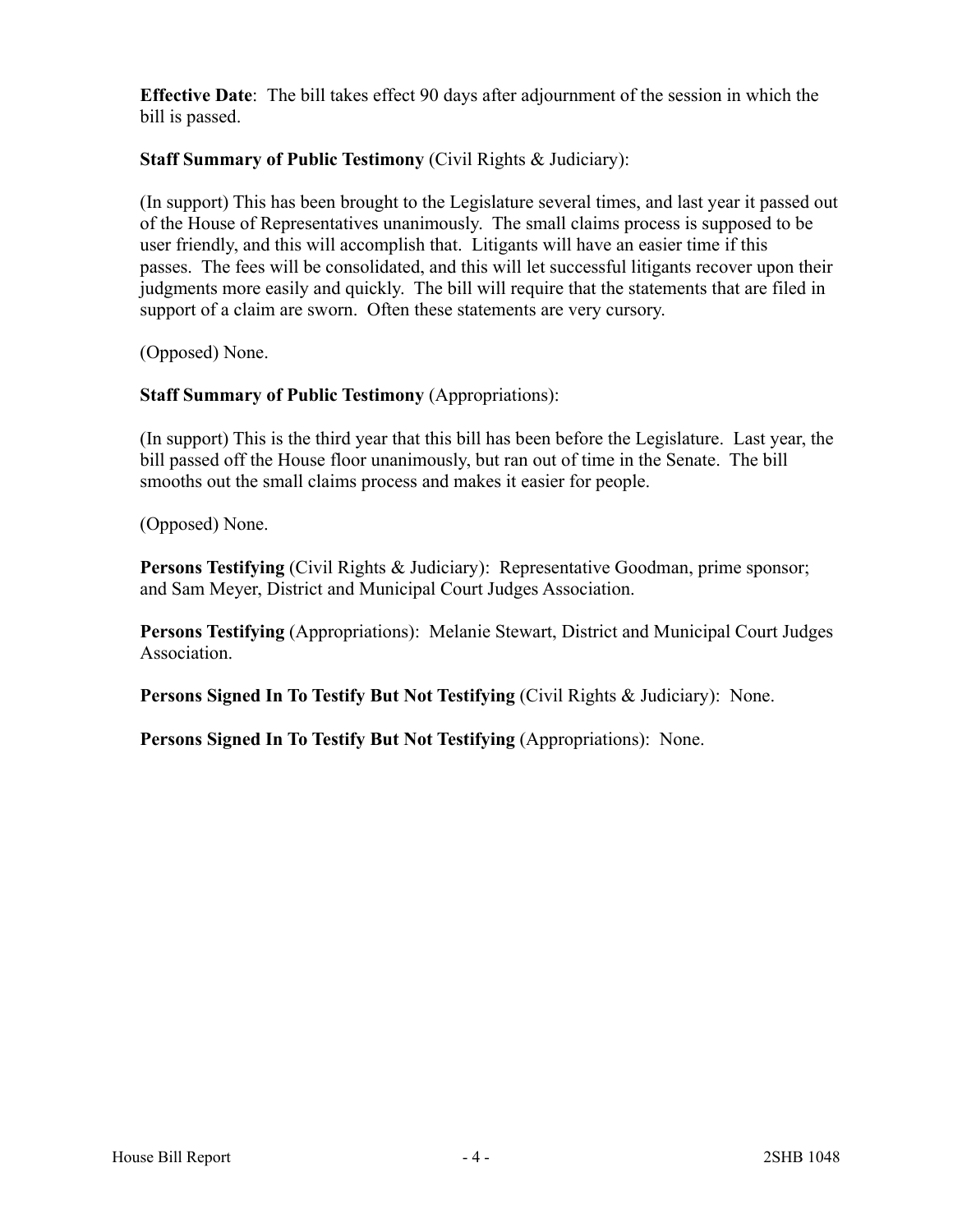**Effective Date**: The bill takes effect 90 days after adjournment of the session in which the bill is passed.

**Staff Summary of Public Testimony** (Civil Rights & Judiciary):

(In support) This has been brought to the Legislature several times, and last year it passed out of the House of Representatives unanimously. The small claims process is supposed to be user friendly, and this will accomplish that. Litigants will have an easier time if this passes. The fees will be consolidated, and this will let successful litigants recover upon their judgments more easily and quickly. The bill will require that the statements that are filed in support of a claim are sworn. Often these statements are very cursory.

(Opposed) None.

**Staff Summary of Public Testimony** (Appropriations):

(In support) This is the third year that this bill has been before the Legislature. Last year, the bill passed off the House floor unanimously, but ran out of time in the Senate. The bill smooths out the small claims process and makes it easier for people.

(Opposed) None.

**Persons Testifying** (Civil Rights & Judiciary): Representative Goodman, prime sponsor; and Sam Meyer, District and Municipal Court Judges Association.

**Persons Testifying** (Appropriations): Melanie Stewart, District and Municipal Court Judges Association.

**Persons Signed In To Testify But Not Testifying** (Civil Rights & Judiciary): None.

**Persons Signed In To Testify But Not Testifying** (Appropriations): None.